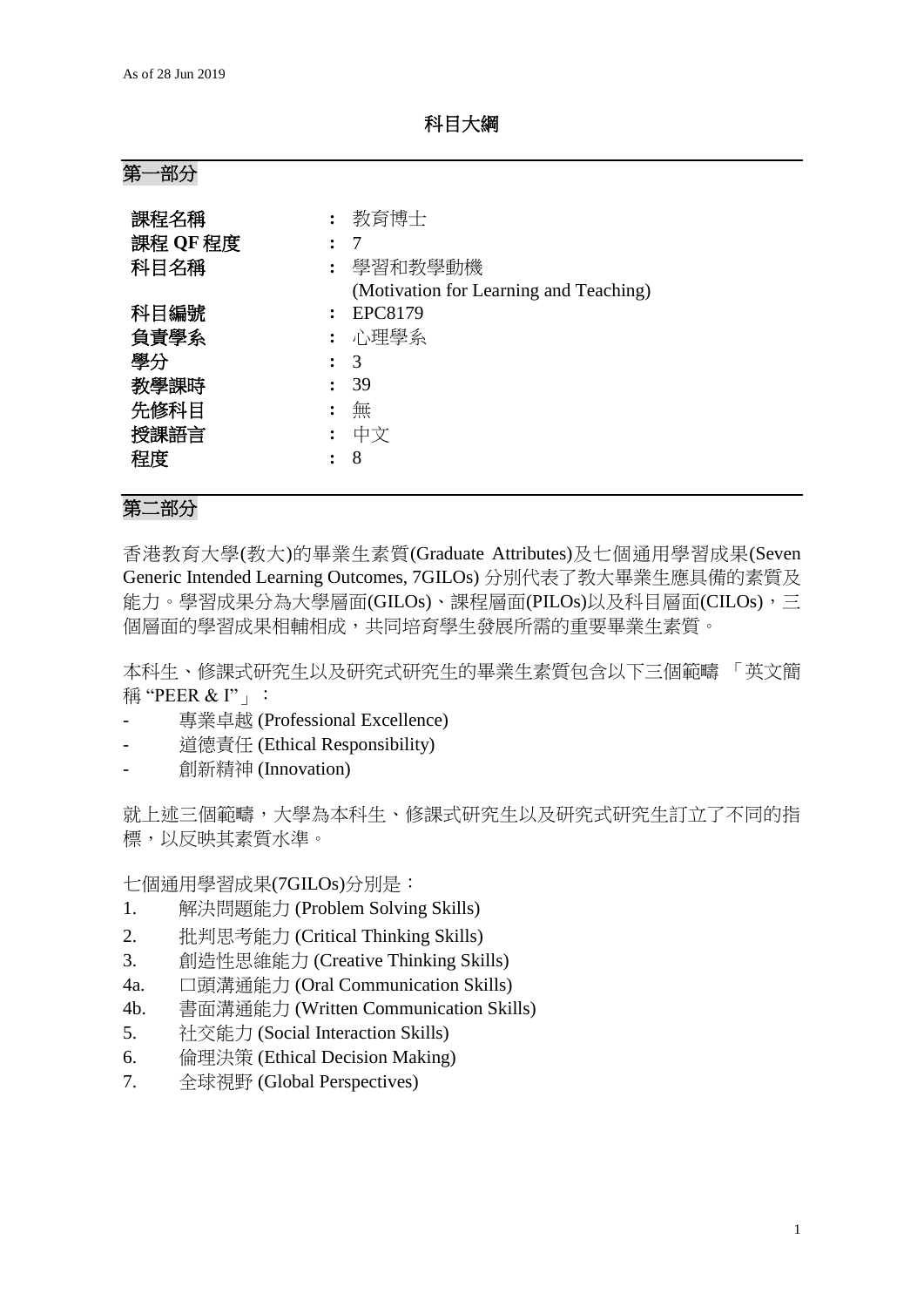As of 28 Jun 2019

# 科目大綱

## 第一部分

| | | |
|---|---|---|
| **課程名稱** | **:** | 教育博士 |
| **課程 QF 程度** | **:** | 7 |
| **科目名稱** | **:** | 學習和教學動機<br>(Motivation for Learning and Teaching) |
| **科目編號** | **:** | EPC8179 |
| **負責學系** | **:** | 心理學系 |
| **學分** | **:** | 3 |
| **教學課時** | **:** | 39 |
| **先修科目** | **:** | 無 |
| **授課語言** | **:** | 中文 |
| **程度** | **:** | 8 |

## 第二部分

香港教育大學(教大)的畢業生素質(Graduate Attributes)及七個通用學習成果(Seven Generic Intended Learning Outcomes, 7GILOs) 分別代表了教大畢業生應具備的素質及能力。學習成果分為大學層面(GILOs)、課程層面(PILOs)以及科目層面(CILOs)，三個層面的學習成果相輔相成，共同培育學生發展所需的重要畢業生素質。

本科生、修課式研究生以及研究式研究生的畢業生素質包含以下三個範疇 「英文簡稱 "PEER & I"」：

- 專業卓越 (Professional Excellence)
- 道德責任 (Ethical Responsibility)
- 創新精神 (Innovation)

就上述三個範疇，大學為本科生、修課式研究生以及研究式研究生訂立了不同的指標，以反映其素質水準。

七個通用學習成果(7GILOs)分別是：

1. 解決問題能力 (Problem Solving Skills)
2. 批判思考能力 (Critical Thinking Skills)
3. 創造性思維能力 (Creative Thinking Skills)

4a. 口頭溝通能力 (Oral Communication Skills)

4b. 書面溝通能力 (Written Communication Skills)

5. 社交能力 (Social Interaction Skills)
6. 倫理決策 (Ethical Decision Making)
7. 全球視野 (Global Perspectives)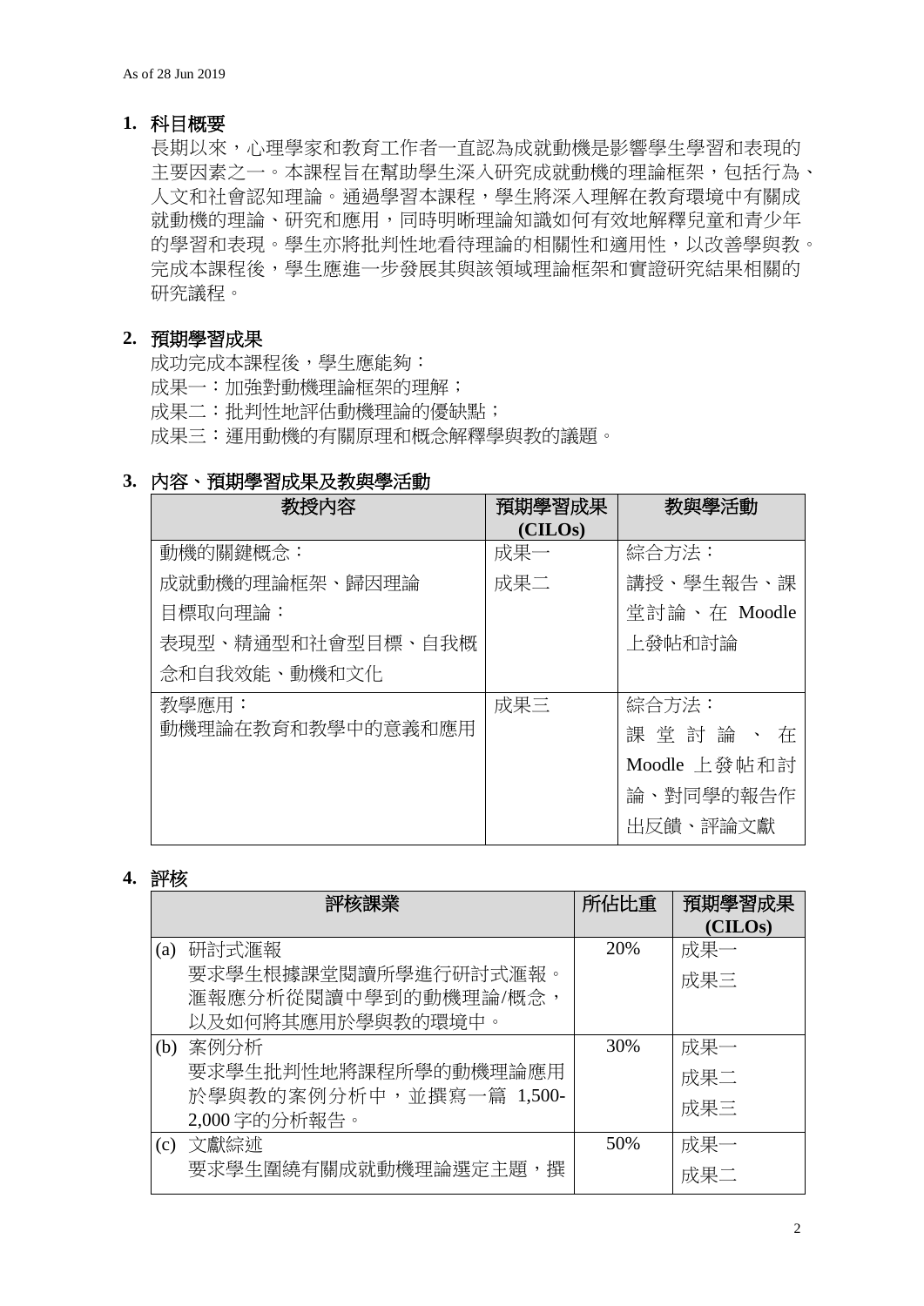As of 28 Jun 2019

## 1. 科目概要

長期以來，心理學家和教育工作者一直認為成就動機是影響學生學習和表現的主要因素之一。本課程旨在幫助學生深入研究成就動機的理論框架，包括行為、人文和社會認知理論。通過學習本課程，學生將深入理解在教育環境中有關成就動機的理論、研究和應用，同時明晰理論知識如何有效地解釋兒童和青少年的學習和表現。學生亦將批判性地看待理論的相關性和適用性，以改善學與教。完成本課程後，學生應進一步發展其與該領域理論框架和實證研究結果相關的研究議程。

## 2. 預期學習成果

成功完成本課程後，學生應能夠：

成果一：加強對動機理論框架的理解；

成果二：批判性地評估動機理論的優缺點；

成果三：運用動機的有關原理和概念解釋學與教的議題。

## 3. 內容、預期學習成果及教與學活動

| 教授內容 | 預期學習成果 (CILOs) | 教與學活動 |
|---|---|---|
| 動機的關鍵概念：<br>成就動機的理論框架、歸因理論<br>目標取向理論：<br>表現型、精通型和社會型目標、自我概念和自我效能、動機和文化 | 成果一<br>成果二 | 綜合方法：<br>講授、學生報告、課堂討論、在 Moodle 上發帖和討論 |
| 教學應用：<br>動機理論在教育和教學中的意義和應用 | 成果三 | 綜合方法：<br>課堂討論、在 Moodle 上發帖和討論、對同學的報告作出反饋、評論文獻 |

## 4. 評核

| 評核課業 | 所佔比重 | 預期學習成果 (CILOs) |
|---|---|---|
| (a) 研討式滙報<br>要求學生根據課堂閱讀所學進行研討式滙報。滙報應分析從閱讀中學到的動機理論/概念，以及如何將其應用於學與教的環境中。 | 20% | 成果一<br>成果三 |
| (b) 案例分析<br>要求學生批判性地將課程所學的動機理論應用於學與教的案例分析中，並撰寫一篇 1,500-2,000 字的分析報告。 | 30% | 成果一<br>成果二<br>成果三 |
| (c) 文獻綜述<br>要求學生圍繞有關成就動機理論選定主題，撰 | 50% | 成果一<br>成果二 |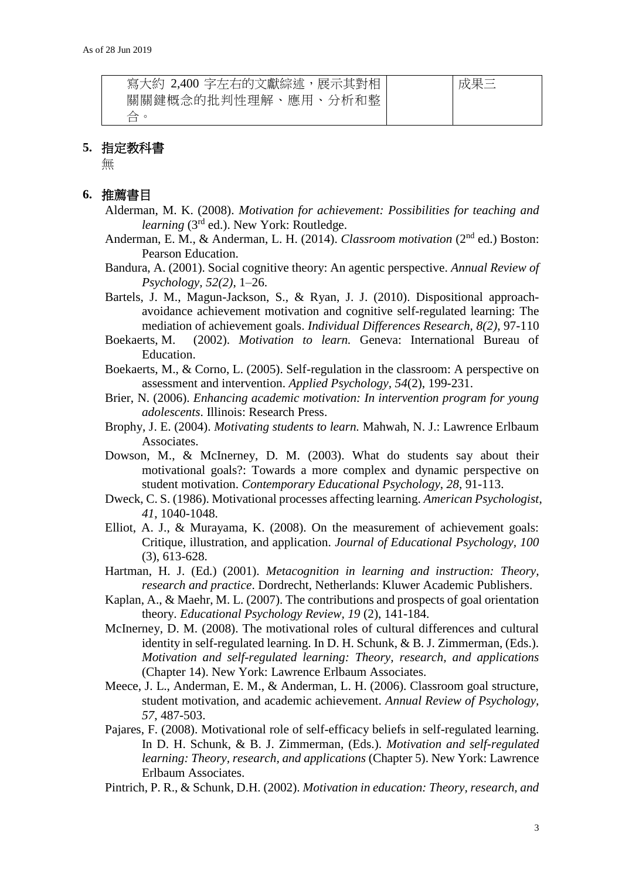| 寫大約 2,400 字左右的文獻綜述，展示其對相關關鍵概念的批判性理解、應用、分析和整合。 | | 成果三 |
|---|---|---|

## 5. 指定教科書

無

## 6. 推薦書目

Alderman, M. K. (2008). *Motivation for achievement: Possibilities for teaching and learning* (3rd ed.). New York: Routledge.

Anderman, E. M., & Anderman, L. H. (2014). *Classroom motivation* (2nd ed.) Boston: Pearson Education.

Bandura, A. (2001). Social cognitive theory: An agentic perspective. *Annual Review of Psychology, 52(2)*, 1–26.

Bartels, J. M., Magun-Jackson, S., & Ryan, J. J. (2010). Dispositional approach-avoidance achievement motivation and cognitive self-regulated learning: The mediation of achievement goals. *Individual Differences Research, 8(2)*, 97-110

Boekaerts, M. (2002). *Motivation to learn.* Geneva: International Bureau of Education.

Boekaerts, M., & Corno, L. (2005). Self-regulation in the classroom: A perspective on assessment and intervention. *Applied Psychology, 54*(2), 199-231.

Brier, N. (2006). *Enhancing academic motivation: In intervention program for young adolescents*. Illinois: Research Press.

Brophy, J. E. (2004). *Motivating students to learn.* Mahwah, N. J.: Lawrence Erlbaum Associates.

Dowson, M., & McInerney, D. M. (2003). What do students say about their motivational goals?: Towards a more complex and dynamic perspective on student motivation. *Contemporary Educational Psychology*, *28*, 91-113.

Dweck, C. S. (1986). Motivational processes affecting learning. *American Psychologist*, *41*, 1040-1048.

Elliot, A. J., & Murayama, K. (2008). On the measurement of achievement goals: Critique, illustration, and application. *Journal of Educational Psychology, 100* (3), 613-628.

Hartman, H. J. (Ed.) (2001). *Metacognition in learning and instruction: Theory, research and practice*. Dordrecht, Netherlands: Kluwer Academic Publishers.

Kaplan, A., & Maehr, M. L. (2007). The contributions and prospects of goal orientation theory. *Educational Psychology Review*, *19* (2), 141-184.

McInerney, D. M. (2008). The motivational roles of cultural differences and cultural identity in self-regulated learning. In D. H. Schunk, & B. J. Zimmerman, (Eds.). *Motivation and self-regulated learning: Theory, research, and applications* (Chapter 14). New York: Lawrence Erlbaum Associates.

Meece, J. L., Anderman, E. M., & Anderman, L. H. (2006). Classroom goal structure, student motivation, and academic achievement. *Annual Review of Psychology*, *57*, 487-503.

Pajares, F. (2008). Motivational role of self-efficacy beliefs in self-regulated learning. In D. H. Schunk, & B. J. Zimmerman, (Eds.). *Motivation and self-regulated learning: Theory, research, and applications* (Chapter 5). New York: Lawrence Erlbaum Associates.

Pintrich, P. R., & Schunk, D.H. (2002). *Motivation in education: Theory, research, and*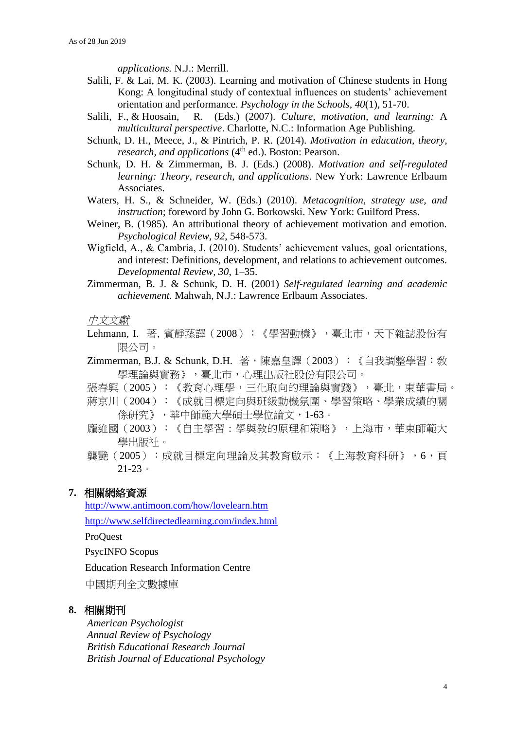*applications.* N.J.: Merrill.

Salili, F. & Lai, M. K. (2003). Learning and motivation of Chinese students in Hong Kong: A longitudinal study of contextual influences on students' achievement orientation and performance. *Psychology in the Schools*, *40*(1), 51-70.

Salili, F., & Hoosain, R. (Eds.) (2007). *Culture, motivation, and learning: A multicultural perspective*. Charlotte, N.C.: Information Age Publishing.

Schunk, D. H., Meece, J., & Pintrich, P. R. (2014). *Motivation in education, theory, research, and applications* (4th ed.). Boston: Pearson.

Schunk, D. H. & Zimmerman, B. J. (Eds.) (2008). *Motivation and self-regulated learning: Theory, research, and applications*. New York: Lawrence Erlbaum Associates.

Waters, H. S., & Schneider, W. (Eds.) (2010). *Metacognition, strategy use, and instruction*; foreword by John G. Borkowski. New York: Guilford Press.

Weiner, B. (1985). An attributional theory of achievement motivation and emotion. *Psychological Review*, *92*, 548-573.

Wigfield, A., & Cambria, J. (2010). Students' achievement values, goal orientations, and interest: Definitions, development, and relations to achievement outcomes. *Developmental Review, 30*, 1–35.

Zimmerman, B. J. & Schunk, D. H. (2001) *Self-regulated learning and academic achievement.* Mahwah, N.J.: Lawrence Erlbaum Associates.

*中文文獻*

Lehmann, I. 著, 賓靜蓀譯（2008）：《學習動機》，臺北市，天下雜誌股份有限公司。

Zimmerman, B.J. & Schunk, D.H. 著，陳嘉皇譯（2003）：《自我調整學習：教學理論與實務》，臺北市，心理出版社股份有限公司。

張春興（2005）：《教育心理學，三化取向的理論與實踐》，臺北，東華書局。

蔣京川（2004）：《成就目標定向與班級動機氛圍、學習策略、學業成績的關係研究》，華中師範大學碩士學位論文，1-63。

龐維國（2003）：《自主學習：學與教的原理和策略》，上海市，華東師範大學出版社。

龔艷（2005）：成就目標定向理論及其教育啟示：《上海教育科研》，6，頁21-23。

## 7. 相關網絡資源

http://www.antimoon.com/how/lovelearn.htm

http://www.selfdirectedlearning.com/index.html

ProQuest

PsycINFO Scopus

Education Research Information Centre

中國期刊全文數據庫

## 8. 相關期刊

*American Psychologist*
*Annual Review of Psychology*
*British Educational Research Journal*
*British Journal of Educational Psychology*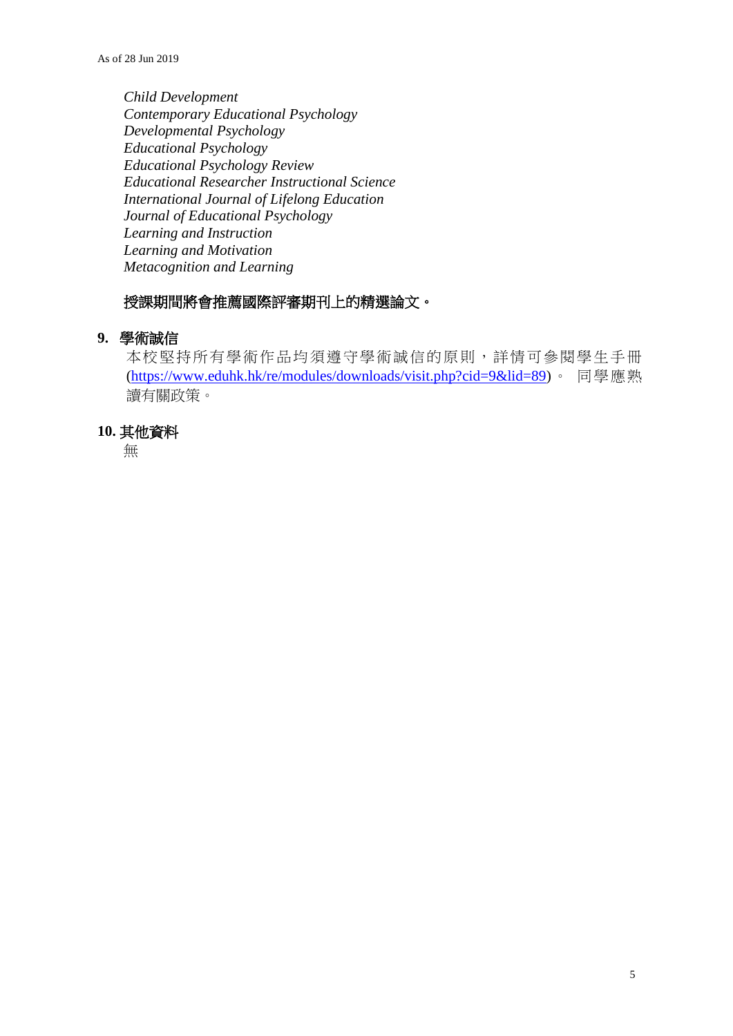*Child Development*
*Contemporary Educational Psychology*
*Developmental Psychology*
*Educational Psychology*
*Educational Psychology Review*
*Educational Researcher Instructional Science*
*International Journal of Lifelong Education*
*Journal of Educational Psychology*
*Learning and Instruction*
*Learning and Motivation*
*Metacognition and Learning*

**授課期間將會推薦國際評審期刊上的精選論文。**

## 9. 學術誠信

本校堅持所有學術作品均須遵守學術誠信的原則，詳情可參閱學生手冊 (https://www.eduhk.hk/re/modules/downloads/visit.php?cid=9&lid=89)。 同學應熟讀有關政策。

## 10. 其他資料

無